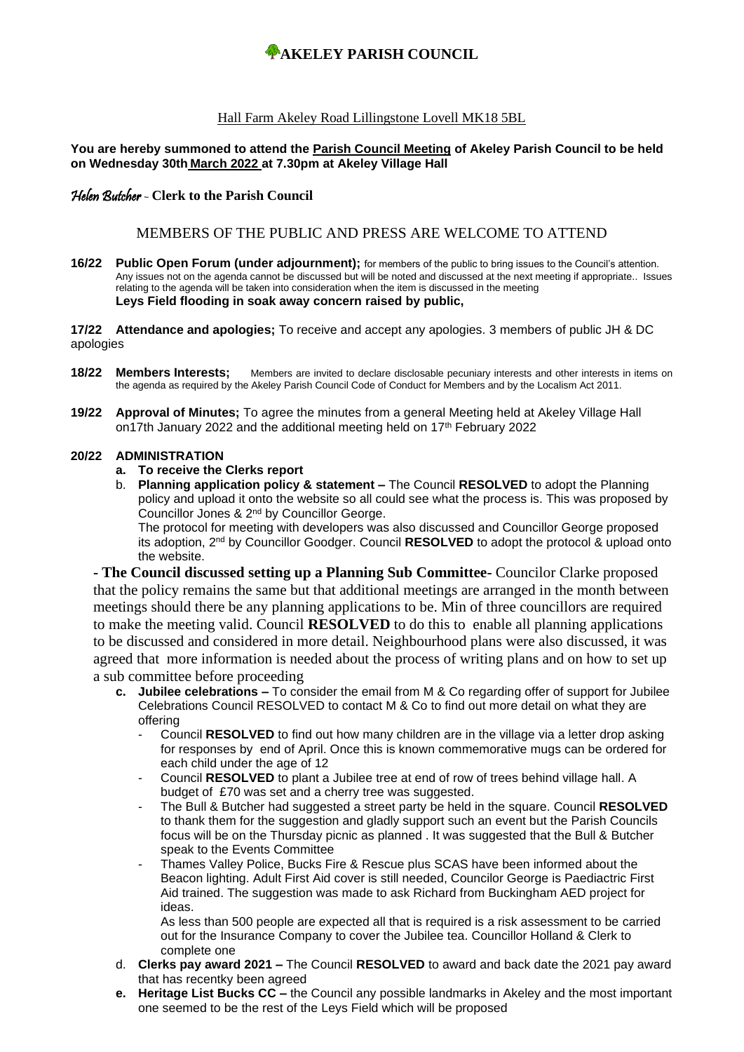# AKELEY PARISH COUNCIL

Hall Farm Akeley Road Lillingstone Lovell MK18 5BL

**You are hereby summoned to attend the Parish Council Meeting of Akeley Parish Council to be held on Wednesday 30th March 2022 at 7.30pm at Akeley Village Hall**

*Helen Butcher* **– Clerk to the Parish Council**

MEMBERS OF THE PUBLIC AND PRESS ARE WELCOME TO ATTEND

**16/22 Public Open Forum (under adjournment);** for members of the public to bring issues to the Council's attention. Any issues not on the agenda cannot be discussed but will be noted and discussed at the next meeting if appropriate.. Issues relating to the agenda will be taken into consideration when the item is discussed in the meeting
**Leys Field flooding in soak away concern raised by public,**

**17/22 Attendance and apologies;** To receive and accept any apologies. 3 members of public JH & DC apologies

**18/22 Members Interests;** Members are invited to declare disclosable pecuniary interests and other interests in items on the agenda as required by the Akeley Parish Council Code of Conduct for Members and by the Localism Act 2011.

**19/22 Approval of Minutes;** To agree the minutes from a general Meeting held at Akeley Village Hall on17th January 2022 and the additional meeting held on 17th February 2022

**20/22 ADMINISTRATION**

a. **To receive the Clerks report**
b. **Planning application policy & statement –** The Council **RESOLVED** to adopt the Planning policy and upload it onto the website so all could see what the process is. This was proposed by Councillor Jones & 2nd by Councillor George.
   The protocol for meeting with developers was also discussed and Councillor George proposed its adoption, 2nd by Councillor Goodger. Council **RESOLVED** to adopt the protocol & upload onto the website.

**- The Council discussed setting up a Planning Sub Committee-** Councilor Clarke proposed that the policy remains the same but that additional meetings are arranged in the month between meetings should there be any planning applications to be. Min of three councillors are required to make the meeting valid. Council **RESOLVED** to do this to enable all planning applications to be discussed and considered in more detail. Neighbourhood plans were also discussed, it was agreed that more information is needed about the process of writing plans and on how to set up a sub committee before proceeding

c. **Jubilee celebrations –** To consider the email from M & Co regarding offer of support for Jubilee Celebrations Council RESOLVED to contact M & Co to find out more detail on what they are offering
   - Council **RESOLVED** to find out how many children are in the village via a letter drop asking for responses by end of April. Once this is known commemorative mugs can be ordered for each child under the age of 12
   - Council **RESOLVED** to plant a Jubilee tree at end of row of trees behind village hall. A budget of £70 was set and a cherry tree was suggested.
   - The Bull & Butcher had suggested a street party be held in the square. Council **RESOLVED** to thank them for the suggestion and gladly support such an event but the Parish Councils focus will be on the Thursday picnic as planned . It was suggested that the Bull & Butcher speak to the Events Committee
   - Thames Valley Police, Bucks Fire & Rescue plus SCAS have been informed about the Beacon lighting. Adult First Aid cover is still needed, Councilor George is Paediactric First Aid trained. The suggestion was made to ask Richard from Buckingham AED project for ideas.
     As less than 500 people are expected all that is required is a risk assessment to be carried out for the Insurance Company to cover the Jubilee tea. Councillor Holland & Clerk to complete one
d. **Clerks pay award 2021 –** The Council **RESOLVED** to award and back date the 2021 pay award that has recentky been agreed
e. **Heritage List Bucks CC –** the Council any possible landmarks in Akeley and the most important one seemed to be the rest of the Leys Field which will be proposed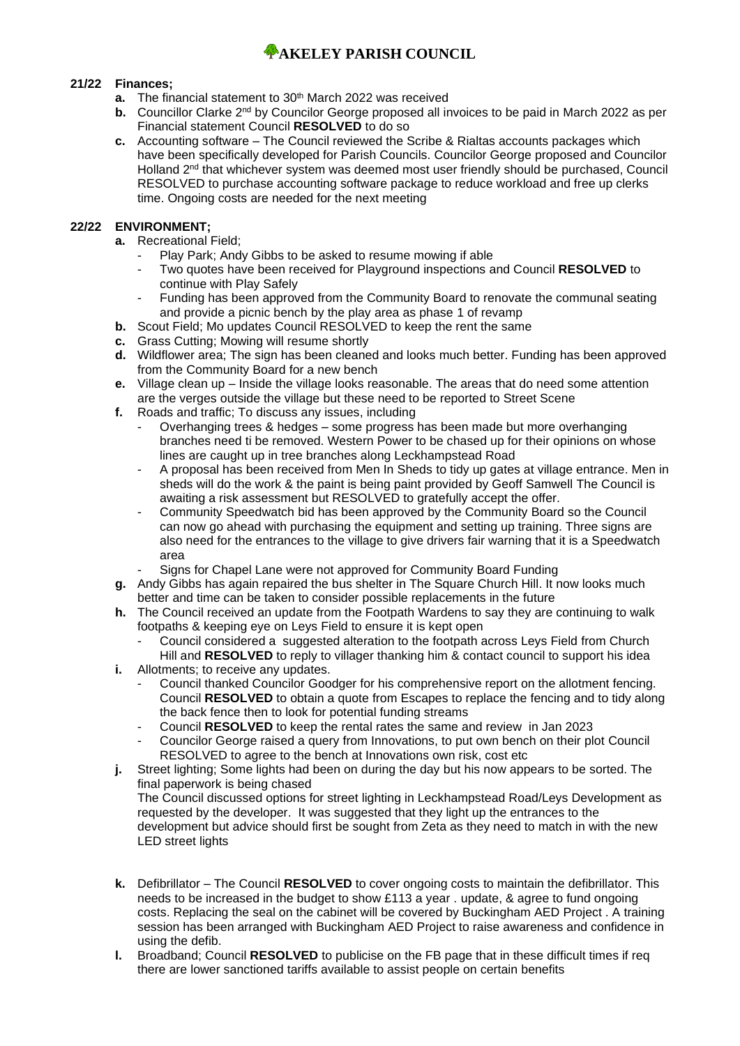# AKELEY PARISH COUNCIL

**21/22 Finances;**

- **a.** The financial statement to 30th March 2022 was received
- **b.** Councillor Clarke 2nd by Councilor George proposed all invoices to be paid in March 2022 as per Financial statement Council **RESOLVED** to do so
- **c.** Accounting software – The Council reviewed the Scribe & Rialtas accounts packages which have been specifically developed for Parish Councils. Councilor George proposed and Councilor Holland 2nd that whichever system was deemed most user friendly should be purchased, Council RESOLVED to purchase accounting software package to reduce workload and free up clerks time. Ongoing costs are needed for the next meeting

**22/22 ENVIRONMENT;**

- **a.** Recreational Field;
  - Play Park; Andy Gibbs to be asked to resume mowing if able
  - Two quotes have been received for Playground inspections and Council **RESOLVED** to continue with Play Safely
  - Funding has been approved from the Community Board to renovate the communal seating and provide a picnic bench by the play area as phase 1 of revamp
- **b.** Scout Field; Mo updates Council RESOLVED to keep the rent the same
- **c.** Grass Cutting; Mowing will resume shortly
- **d.** Wildflower area; The sign has been cleaned and looks much better. Funding has been approved from the Community Board for a new bench
- **e.** Village clean up – Inside the village looks reasonable. The areas that do need some attention are the verges outside the village but these need to be reported to Street Scene
- **f.** Roads and traffic; To discuss any issues, including
  - Overhanging trees & hedges – some progress has been made but more overhanging branches need ti be removed. Western Power to be chased up for their opinions on whose lines are caught up in tree branches along Leckhampstead Road
  - A proposal has been received from Men In Sheds to tidy up gates at village entrance. Men in sheds will do the work & the paint is being paint provided by Geoff Samwell The Council is awaiting a risk assessment but RESOLVED to gratefully accept the offer.
  - Community Speedwatch bid has been approved by the Community Board so the Council can now go ahead with purchasing the equipment and setting up training. Three signs are also need for the entrances to the village to give drivers fair warning that it is a Speedwatch area
  - Signs for Chapel Lane were not approved for Community Board Funding
- **g.** Andy Gibbs has again repaired the bus shelter in The Square Church Hill. It now looks much better and time can be taken to consider possible replacements in the future
- **h.** The Council received an update from the Footpath Wardens to say they are continuing to walk footpaths & keeping eye on Leys Field to ensure it is kept open
  - Council considered a suggested alteration to the footpath across Leys Field from Church Hill and **RESOLVED** to reply to villager thanking him & contact council to support his idea
- **i.** Allotments; to receive any updates.
  - Council thanked Councilor Goodger for his comprehensive report on the allotment fencing. Council **RESOLVED** to obtain a quote from Escapes to replace the fencing and to tidy along the back fence then to look for potential funding streams
  - Council **RESOLVED** to keep the rental rates the same and review in Jan 2023
  - Councilor George raised a query from Innovations, to put own bench on their plot Council RESOLVED to agree to the bench at Innovations own risk, cost etc
- **j.** Street lighting; Some lights had been on during the day but his now appears to be sorted. The final paperwork is being chased

  The Council discussed options for street lighting in Leckhampstead Road/Leys Development as requested by the developer. It was suggested that they light up the entrances to the development but advice should first be sought from Zeta as they need to match in with the new LED street lights

- **k.** Defibrillator – The Council **RESOLVED** to cover ongoing costs to maintain the defibrillator. This needs to be increased in the budget to show £113 a year . update, & agree to fund ongoing costs. Replacing the seal on the cabinet will be covered by Buckingham AED Project . A training session has been arranged with Buckingham AED Project to raise awareness and confidence in using the defib.
- **l.** Broadband; Council **RESOLVED** to publicise on the FB page that in these difficult times if req there are lower sanctioned tariffs available to assist people on certain benefits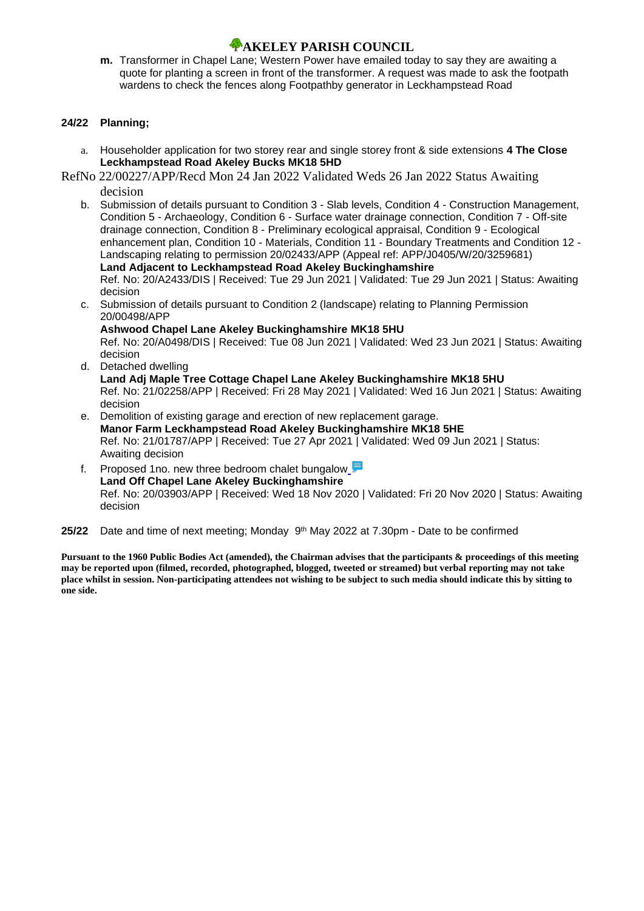# AKELEY PARISH COUNCIL

**m.** Transformer in Chapel Lane; Western Power have emailed today to say they are awaiting a quote for planting a screen in front of the transformer. A request was made to ask the footpath wardens to check the fences along Footpathby generator in Leckhampstead Road

**24/22 Planning;**

a. Householder application for two storey rear and single storey front & side extensions **4 The Close Leckhampstead Road Akeley Bucks MK18 5HD**

RefNo 22/00227/APP/Recd Mon 24 Jan 2022 Validated Weds 26 Jan 2022 Status Awaiting decision

b. Submission of details pursuant to Condition 3 - Slab levels, Condition 4 - Construction Management, Condition 5 - Archaeology, Condition 6 - Surface water drainage connection, Condition 7 - Off-site drainage connection, Condition 8 - Preliminary ecological appraisal, Condition 9 - Ecological enhancement plan, Condition 10 - Materials, Condition 11 - Boundary Treatments and Condition 12 - Landscaping relating to permission 20/02433/APP (Appeal ref: APP/J0405/W/20/3259681)
**Land Adjacent to Leckhampstead Road Akeley Buckinghamshire**
Ref. No: 20/A2433/DIS | Received: Tue 29 Jun 2021 | Validated: Tue 29 Jun 2021 | Status: Awaiting decision

c. Submission of details pursuant to Condition 2 (landscape) relating to Planning Permission 20/00498/APP
**Ashwood Chapel Lane Akeley Buckinghamshire MK18 5HU**
Ref. No: 20/A0498/DIS | Received: Tue 08 Jun 2021 | Validated: Wed 23 Jun 2021 | Status: Awaiting decision

d. Detached dwelling
**Land Adj Maple Tree Cottage Chapel Lane Akeley Buckinghamshire MK18 5HU**
Ref. No: 21/02258/APP | Received: Fri 28 May 2021 | Validated: Wed 16 Jun 2021 | Status: Awaiting decision

e. Demolition of existing garage and erection of new replacement garage.
**Manor Farm Leckhampstead Road Akeley Buckinghamshire MK18 5HE**
Ref. No: 21/01787/APP | Received: Tue 27 Apr 2021 | Validated: Wed 09 Jun 2021 | Status: Awaiting decision

f. Proposed 1no. new three bedroom chalet bungalow
**Land Off Chapel Lane Akeley Buckinghamshire**
Ref. No: 20/03903/APP | Received: Wed 18 Nov 2020 | Validated: Fri 20 Nov 2020 | Status: Awaiting decision

**25/22** Date and time of next meeting; Monday 9th May 2022 at 7.30pm - Date to be confirmed

**Pursuant to the 1960 Public Bodies Act (amended), the Chairman advises that the participants & proceedings of this meeting may be reported upon (filmed, recorded, photographed, blogged, tweeted or streamed) but verbal reporting may not take place whilst in session. Non-participating attendees not wishing to be subject to such media should indicate this by sitting to one side.**